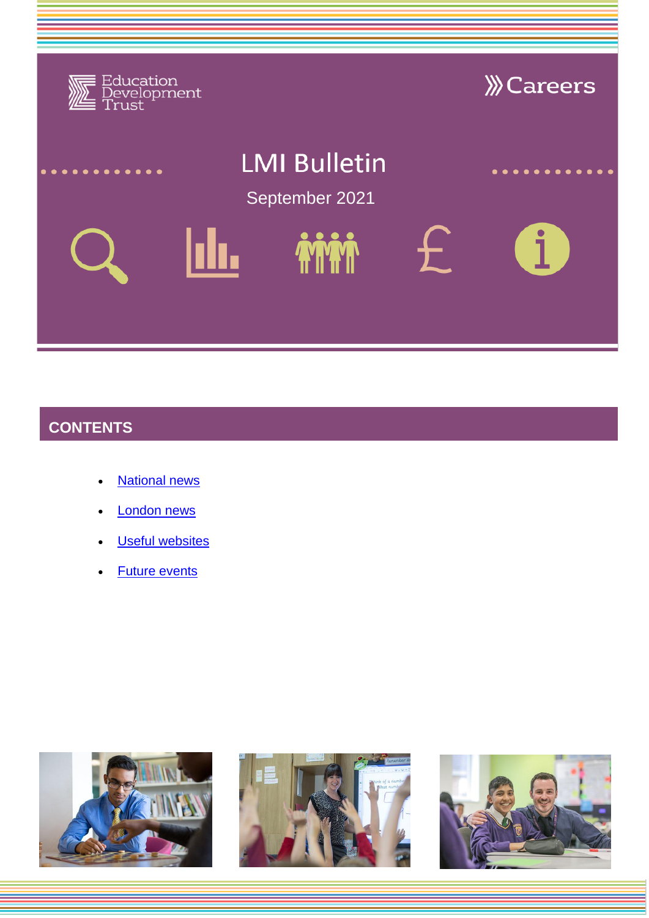Education Development Trust

Careers

# LMI Bulletin

September 2021

## CONTENTS

- National news
- London news
- Useful websites
- Future events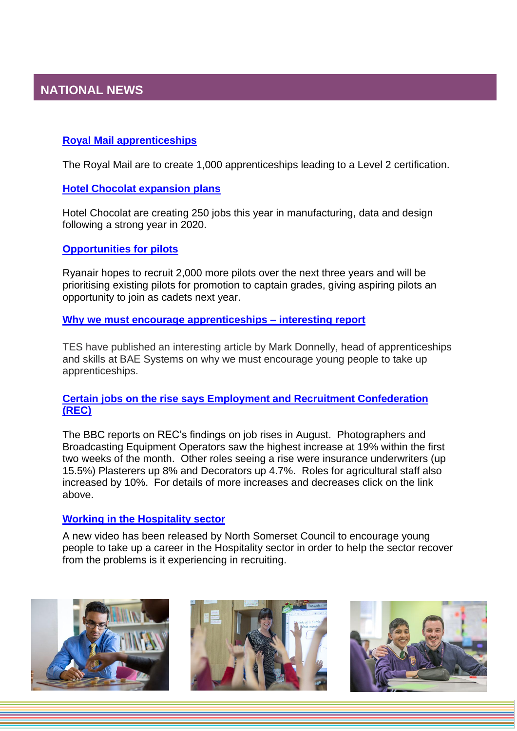## NATIONAL NEWS

### **Royal Mail apprenticeships**

The Royal Mail are to create 1,000 apprenticeships leading to a Level 2 certification.

### **Hotel Chocolat expansion plans**

Hotel Chocolat are creating 250 jobs this year in manufacturing, data and design following a strong year in 2020.

### **Opportunities for pilots**

Ryanair hopes to recruit 2,000 more pilots over the next three years and will be prioritising existing pilots for promotion to captain grades, giving aspiring pilots an opportunity to join as cadets next year.

### **Why we must encourage apprenticeships – interesting report**

TES have published an interesting article by Mark Donnelly, head of apprenticeships and skills at BAE Systems on why we must encourage young people to take up apprenticeships.

### **Certain jobs on the rise says Employment and Recruitment Confederation (REC)**

The BBC reports on REC's findings on job rises in August. Photographers and Broadcasting Equipment Operators saw the highest increase at 19% within the first two weeks of the month. Other roles seeing a rise were insurance underwriters (up 15.5%) Plasterers up 8% and Decorators up 4.7%. Roles for agricultural staff also increased by 10%. For details of more increases and decreases click on the link above.

### **Working in the Hospitality sector**

A new video has been released by North Somerset Council to encourage young people to take up a career in the Hospitality sector in order to help the sector recover from the problems is it experiencing in recruiting.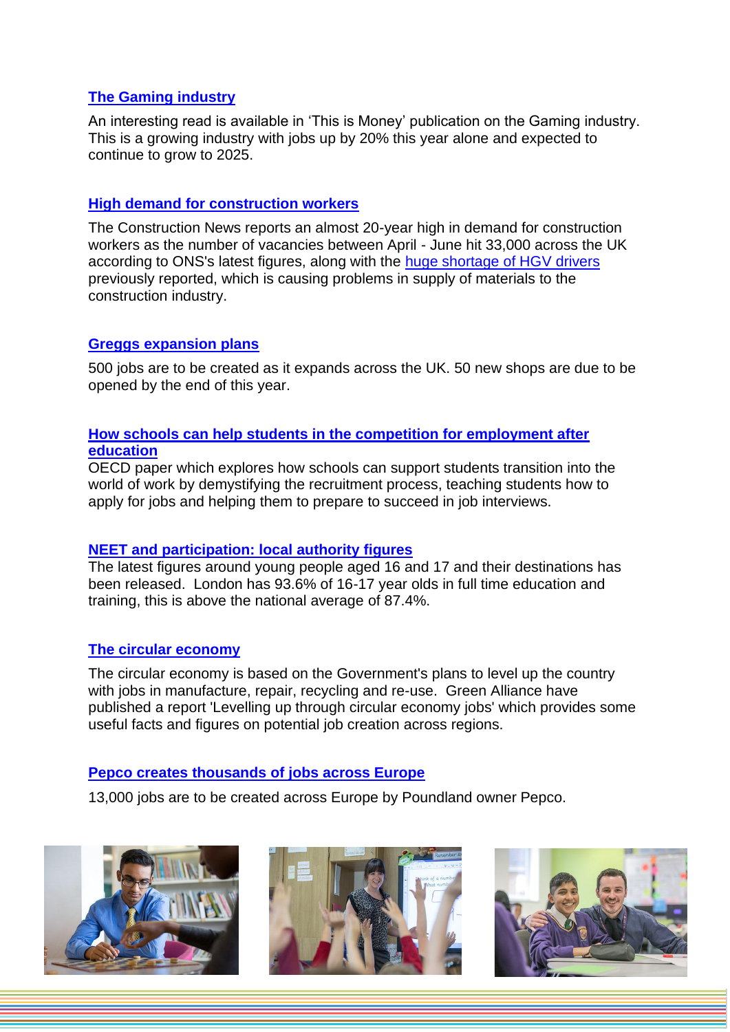### The Gaming industry

An interesting read is available in 'This is Money' publication on the Gaming industry. This is a growing industry with jobs up by 20% this year alone and expected to continue to grow to 2025.

### High demand for construction workers

The Construction News reports an almost 20-year high in demand for construction workers as the number of vacancies between April - June hit 33,000 across the UK according to ONS's latest figures, along with the huge shortage of HGV drivers previously reported, which is causing problems in supply of materials to the construction industry.

### Greggs expansion plans

500 jobs are to be created as it expands across the UK. 50 new shops are due to be opened by the end of this year.

### How schools can help students in the competition for employment after education

OECD paper which explores how schools can support students transition into the world of work by demystifying the recruitment process, teaching students how to apply for jobs and helping them to prepare to succeed in job interviews.

### NEET and participation: local authority figures

The latest figures around young people aged 16 and 17 and their destinations has been released. London has 93.6% of 16-17 year olds in full time education and training, this is above the national average of 87.4%.

### The circular economy

The circular economy is based on the Government's plans to level up the country with jobs in manufacture, repair, recycling and re-use. Green Alliance have published a report 'Levelling up through circular economy jobs' which provides some useful facts and figures on potential job creation across regions.

### Pepco creates thousands of jobs across Europe

13,000 jobs are to be created across Europe by Poundland owner Pepco.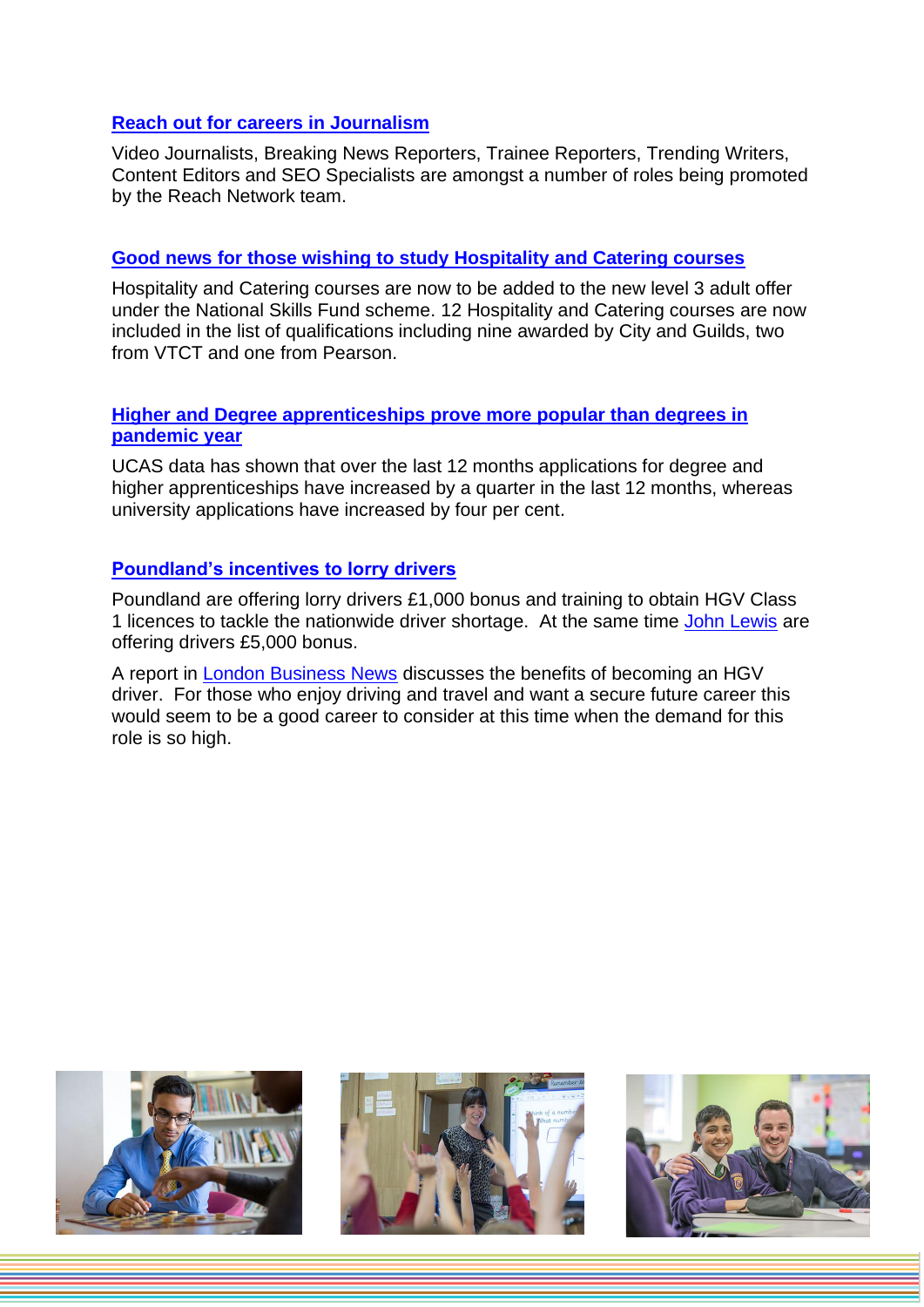### Reach out for careers in Journalism

Video Journalists, Breaking News Reporters, Trainee Reporters, Trending Writers, Content Editors and SEO Specialists are amongst a number of roles being promoted by the Reach Network team.

### Good news for those wishing to study Hospitality and Catering courses

Hospitality and Catering courses are now to be added to the new level 3 adult offer under the National Skills Fund scheme. 12 Hospitality and Catering courses are now included in the list of qualifications including nine awarded by City and Guilds, two from VTCT and one from Pearson.

### Higher and Degree apprenticeships prove more popular than degrees in pandemic year

UCAS data has shown that over the last 12 months applications for degree and higher apprenticeships have increased by a quarter in the last 12 months, whereas university applications have increased by four per cent.

### Poundland's incentives to lorry drivers

Poundland are offering lorry drivers £1,000 bonus and training to obtain HGV Class 1 licences to tackle the nationwide driver shortage. At the same time John Lewis are offering drivers £5,000 bonus.

A report in London Business News discusses the benefits of becoming an HGV driver. For those who enjoy driving and travel and want a secure future career this would seem to be a good career to consider at this time when the demand for this role is so high.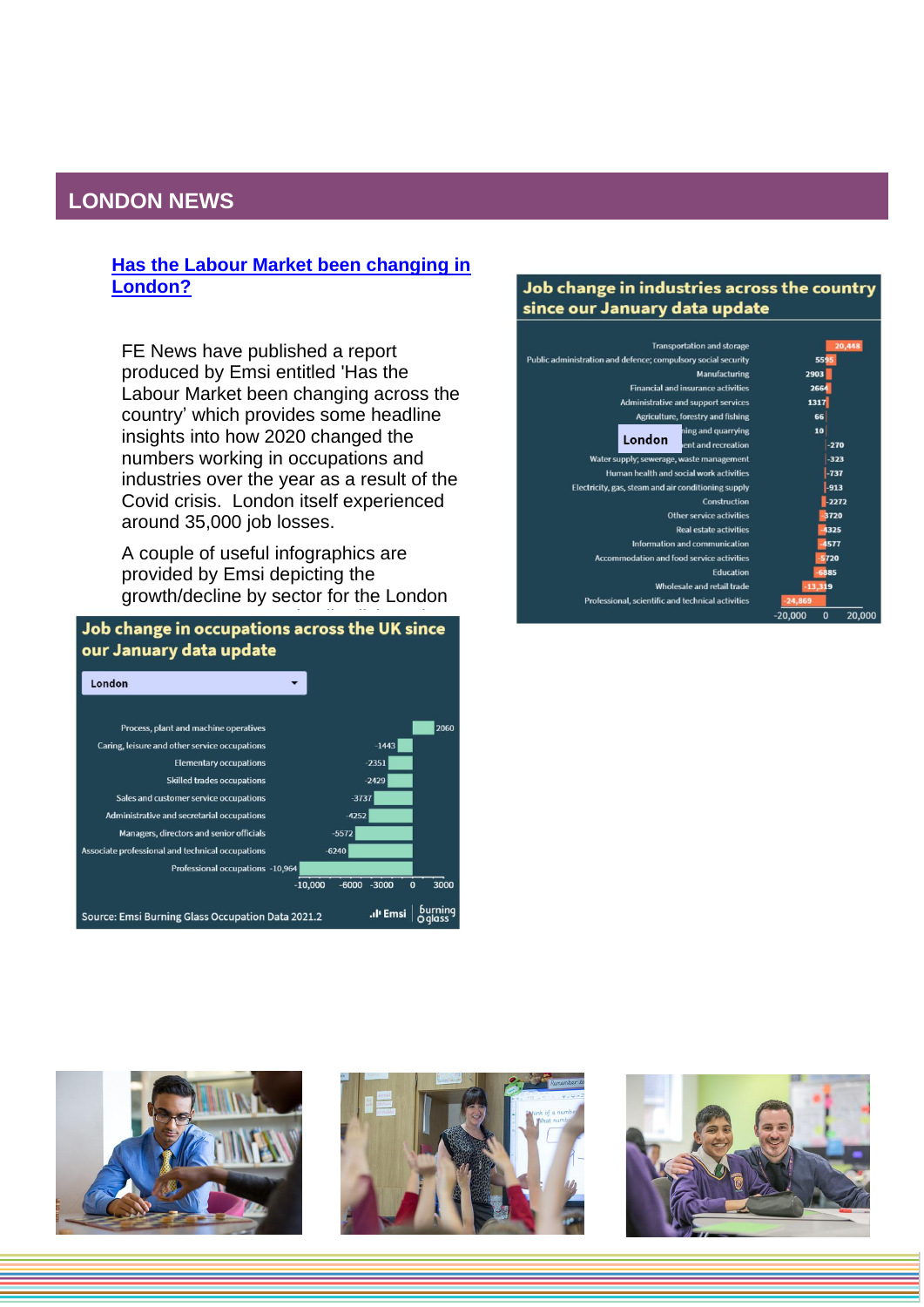## LONDON NEWS

### [Has the Labour Market been changing in London?]

FE News have published a report produced by Emsi entitled 'Has the Labour Market been changing across the country' which provides some headline insights into how 2020 changed the numbers working in occupations and industries over the year as a result of the Covid crisis. London itself experienced around 35,000 job losses.

A couple of useful infographics are provided by Emsi depicting the growth/decline by sector for the London

**Job change in occupations across the UK since our January data update**

London

| Occupation | Job change |
|---|---|
| Process, plant and machine operatives | 2060 |
| Caring, leisure and other service occupations | -1443 |
| Elementary occupations | -2351 |
| Skilled trades occupations | -2429 |
| Sales and customer service occupations | -3737 |
| Administrative and secretarial occupations | -4252 |
| Managers, directors and senior officials | -5572 |
| Associate professional and technical occupations | -6240 |
| Professional occupations | -10,964 |

Source: Emsi Burning Glass Occupation Data 2021.2

**Job change in industries across the country since our January data update**

London

| Industry | Job change |
|---|---|
| Transportation and storage | 20,448 |
| Public administration and defence; compulsory social security | 5595 |
| Manufacturing | 2903 |
| Financial and insurance activities | 2664 |
| Administrative and support services | 1317 |
| Agriculture, forestry and fishing | 66 |
| Mining and quarrying | 10 |
| Arts, entertainment and recreation | -270 |
| Water supply; sewerage, waste management | -323 |
| Human health and social work activities | -737 |
| Electricity, gas, steam and air conditioning supply | -913 |
| Construction | -2272 |
| Other service activities | -3720 |
| Real estate activities | -4325 |
| Information and communication | -4577 |
| Accommodation and food service activities | -5720 |
| Education | -6385 |
| Wholesale and retail trade | -13,319 |
| Professional, scientific and technical activities | -24,869 |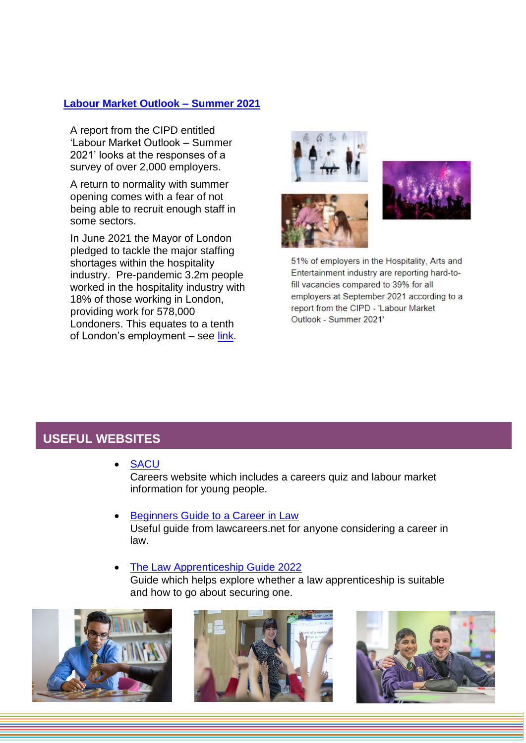## [Labour Market Outlook – Summer 2021]

A report from the CIPD entitled 'Labour Market Outlook – Summer 2021' looks at the responses of a survey of over 2,000 employers.

A return to normality with summer opening comes with a fear of not being able to recruit enough staff in some sectors.

In June 2021 the Mayor of London pledged to tackle the major staffing shortages within the hospitality industry. Pre-pandemic 3.2m people worked in the hospitality industry with 18% of those working in London, providing work for 578,000 Londoners. This equates to a tenth of London's employment – see link.

51% of employers in the Hospitality, Arts and Entertainment industry are reporting hard-to-fill vacancies compared to 39% for all employers at September 2021 according to a report from the CIPD - 'Labour Market Outlook - Summer 2021'

## USEFUL WEBSITES

- **SACU**
  Careers website which includes a careers quiz and labour market information for young people.

- **Beginners Guide to a Career in Law**
  Useful guide from lawcareers.net for anyone considering a career in law.

- **The Law Apprenticeship Guide 2022**
  Guide which helps explore whether a law apprenticeship is suitable and how to go about securing one.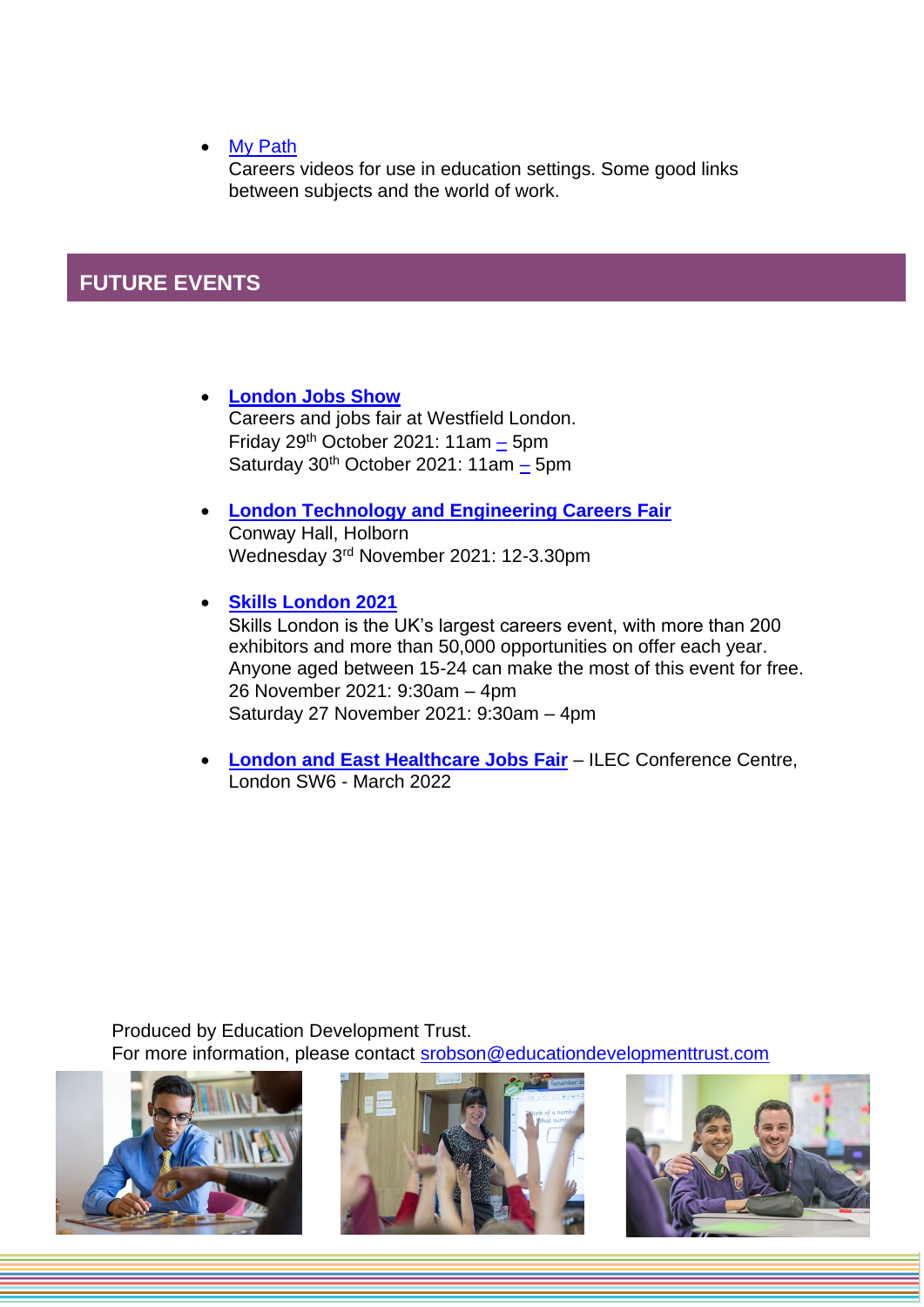- My Path
  Careers videos for use in education settings. Some good links between subjects and the world of work.

## FUTURE EVENTS

- **London Jobs Show**
  Careers and jobs fair at Westfield London.
  Friday 29th October 2021: 11am – 5pm
  Saturday 30th October 2021: 11am – 5pm

- **London Technology and Engineering Careers Fair**
  Conway Hall, Holborn
  Wednesday 3rd November 2021: 12-3.30pm

- **Skills London 2021**
  Skills London is the UK's largest careers event, with more than 200 exhibitors and more than 50,000 opportunities on offer each year. Anyone aged between 15-24 can make the most of this event for free.
  26 November 2021: 9:30am – 4pm
  Saturday 27 November 2021: 9:30am – 4pm

- **London and East Healthcare Jobs Fair** – ILEC Conference Centre, London SW6 - March 2022

Produced by Education Development Trust.
For more information, please contact srobson@educationdevelopmenttrust.com